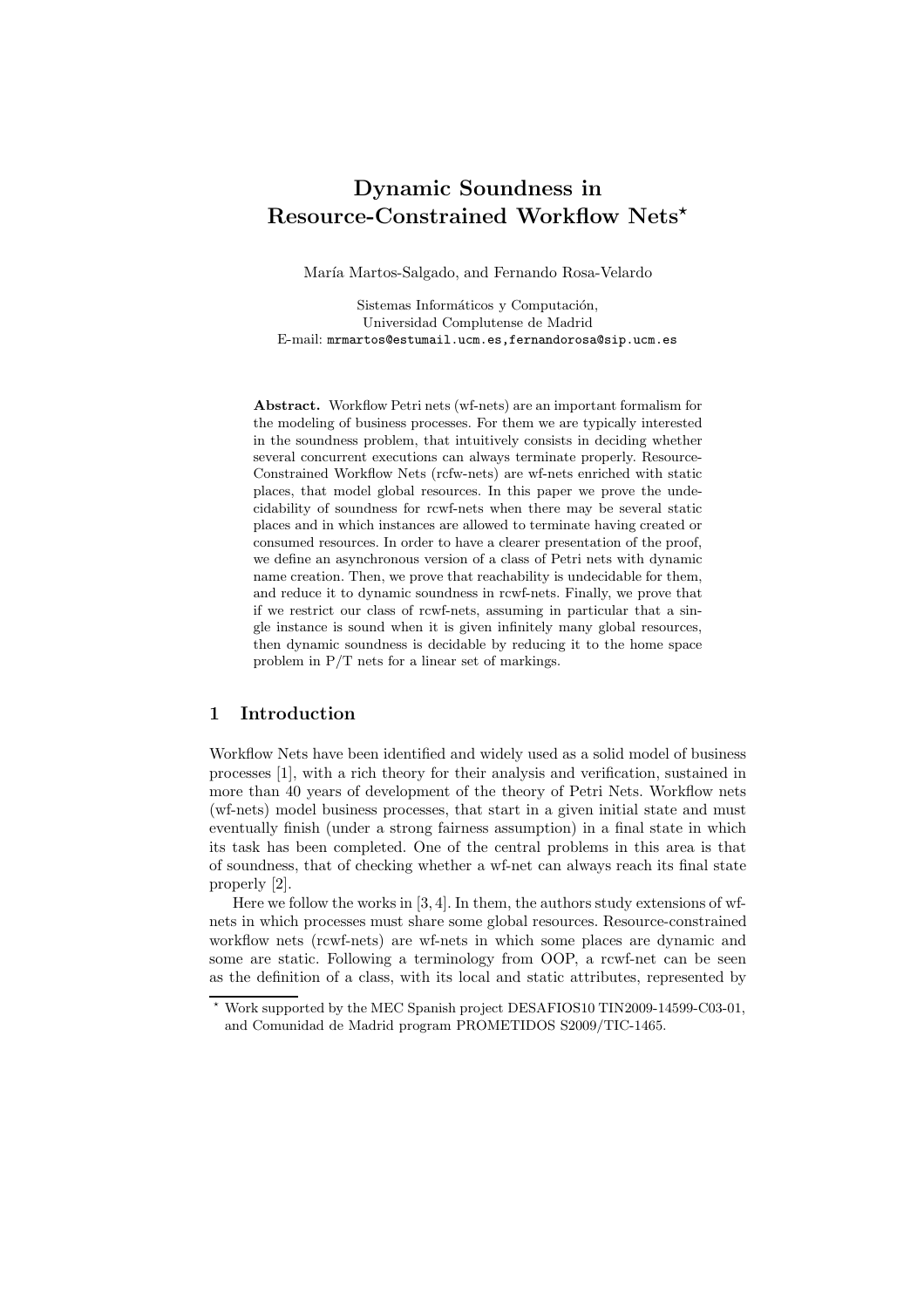# Dynamic Soundness in Resource-Constrained Workflow Nets*

María Martos-Salgado, and Fernando Rosa-Velardo

Sistemas Informáticos y Computación,
Universidad Complutense de Madrid
E-mail: mrmartos@estumail.ucm.es,fernandorosa@sip.ucm.es

**Abstract.** Workflow Petri nets (wf-nets) are an important formalism for the modeling of business processes. For them we are typically interested in the soundness problem, that intuitively consists in deciding whether several concurrent executions can always terminate properly. Resource-Constrained Workflow Nets (rcfw-nets) are wf-nets enriched with static places, that model global resources. In this paper we prove the undecidability of soundness for rcwf-nets when there may be several static places and in which instances are allowed to terminate having created or consumed resources. In order to have a clearer presentation of the proof, we define an asynchronous version of a class of Petri nets with dynamic name creation. Then, we prove that reachability is undecidable for them, and reduce it to dynamic soundness in rcwf-nets. Finally, we prove that if we restrict our class of rcwf-nets, assuming in particular that a single instance is sound when it is given infinitely many global resources, then dynamic soundness is decidable by reducing it to the home space problem in P/T nets for a linear set of markings.

## 1 Introduction

Workflow Nets have been identified and widely used as a solid model of business processes [1], with a rich theory for their analysis and verification, sustained in more than 40 years of development of the theory of Petri Nets. Workflow nets (wf-nets) model business processes, that start in a given initial state and must eventually finish (under a strong fairness assumption) in a final state in which its task has been completed. One of the central problems in this area is that of soundness, that of checking whether a wf-net can always reach its final state properly [2].

Here we follow the works in [3, 4]. In them, the authors study extensions of wf-nets in which processes must share some global resources. Resource-constrained workflow nets (rcwf-nets) are wf-nets in which some places are dynamic and some are static. Following a terminology from OOP, a rcwf-net can be seen as the definition of a class, with its local and static attributes, represented by

* Work supported by the MEC Spanish project DESAFIOS10 TIN2009-14599-C03-01, and Comunidad de Madrid program PROMETIDOS S2009/TIC-1465.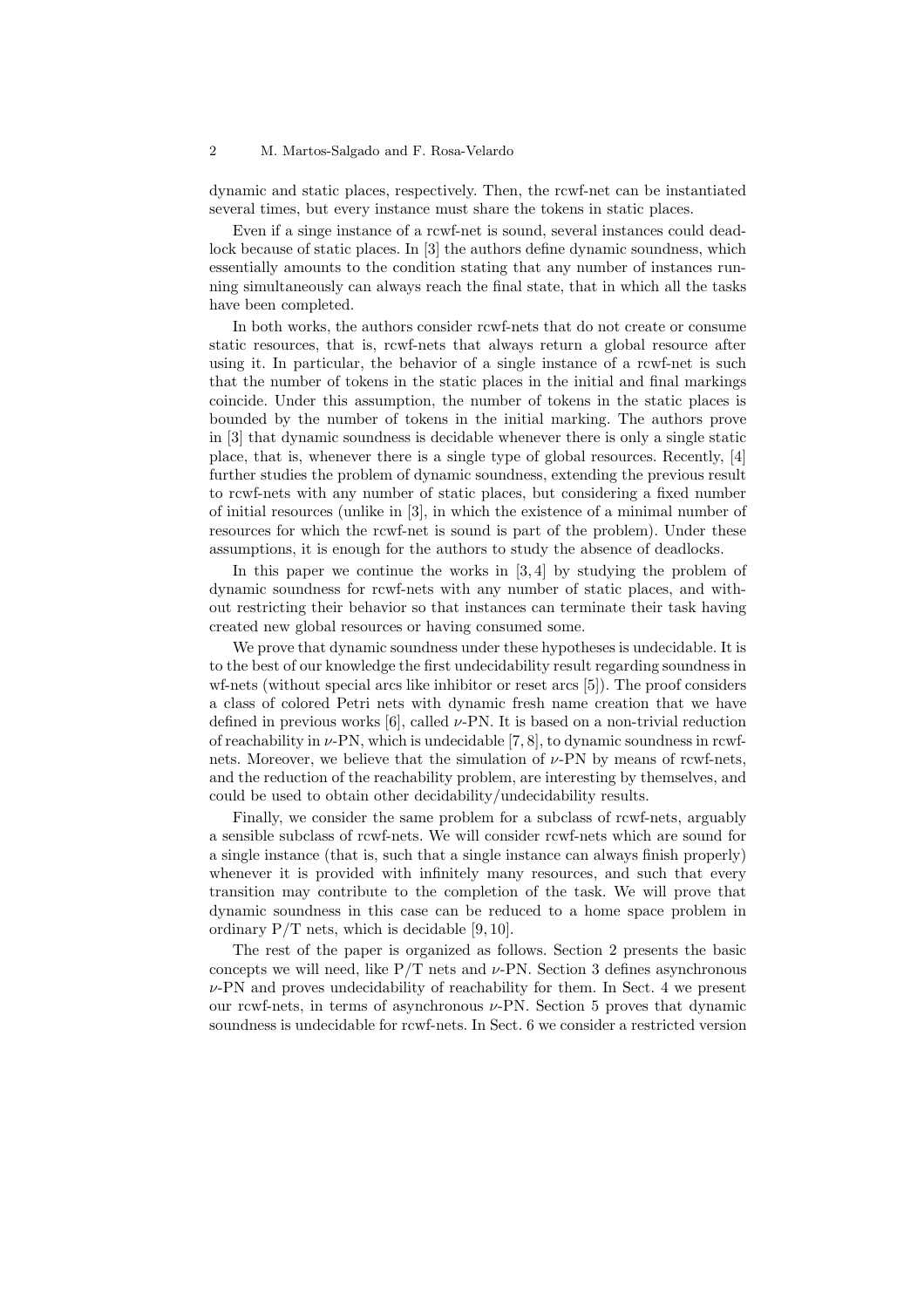dynamic and static places, respectively. Then, the rcwf-net can be instantiated several times, but every instance must share the tokens in static places.

Even if a singe instance of a rcwf-net is sound, several instances could deadlock because of static places. In [3] the authors define dynamic soundness, which essentially amounts to the condition stating that any number of instances running simultaneously can always reach the final state, that in which all the tasks have been completed.

In both works, the authors consider rcwf-nets that do not create or consume static resources, that is, rcwf-nets that always return a global resource after using it. In particular, the behavior of a single instance of a rcwf-net is such that the number of tokens in the static places in the initial and final markings coincide. Under this assumption, the number of tokens in the static places is bounded by the number of tokens in the initial marking. The authors prove in [3] that dynamic soundness is decidable whenever there is only a single static place, that is, whenever there is a single type of global resources. Recently, [4] further studies the problem of dynamic soundness, extending the previous result to rcwf-nets with any number of static places, but considering a fixed number of initial resources (unlike in [3], in which the existence of a minimal number of resources for which the rcwf-net is sound is part of the problem). Under these assumptions, it is enough for the authors to study the absence of deadlocks.

In this paper we continue the works in [3, 4] by studying the problem of dynamic soundness for rcwf-nets with any number of static places, and without restricting their behavior so that instances can terminate their task having created new global resources or having consumed some.

We prove that dynamic soundness under these hypotheses is undecidable. It is to the best of our knowledge the first undecidability result regarding soundness in wf-nets (without special arcs like inhibitor or reset arcs [5]). The proof considers a class of colored Petri nets with dynamic fresh name creation that we have defined in previous works [6], called $\nu$-PN. It is based on a non-trivial reduction of reachability in $\nu$-PN, which is undecidable [7, 8], to dynamic soundness in rcwf-nets. Moreover, we believe that the simulation of $\nu$-PN by means of rcwf-nets, and the reduction of the reachability problem, are interesting by themselves, and could be used to obtain other decidability/undecidability results.

Finally, we consider the same problem for a subclass of rcwf-nets, arguably a sensible subclass of rcwf-nets. We will consider rcwf-nets which are sound for a single instance (that is, such that a single instance can always finish properly) whenever it is provided with infinitely many resources, and such that every transition may contribute to the completion of the task. We will prove that dynamic soundness in this case can be reduced to a home space problem in ordinary P/T nets, which is decidable [9, 10].

The rest of the paper is organized as follows. Section 2 presents the basic concepts we will need, like P/T nets and $\nu$-PN. Section 3 defines asynchronous $\nu$-PN and proves undecidability of reachability for them. In Sect. 4 we present our rcwf-nets, in terms of asynchronous $\nu$-PN. Section 5 proves that dynamic soundness is undecidable for rcwf-nets. In Sect. 6 we consider a restricted version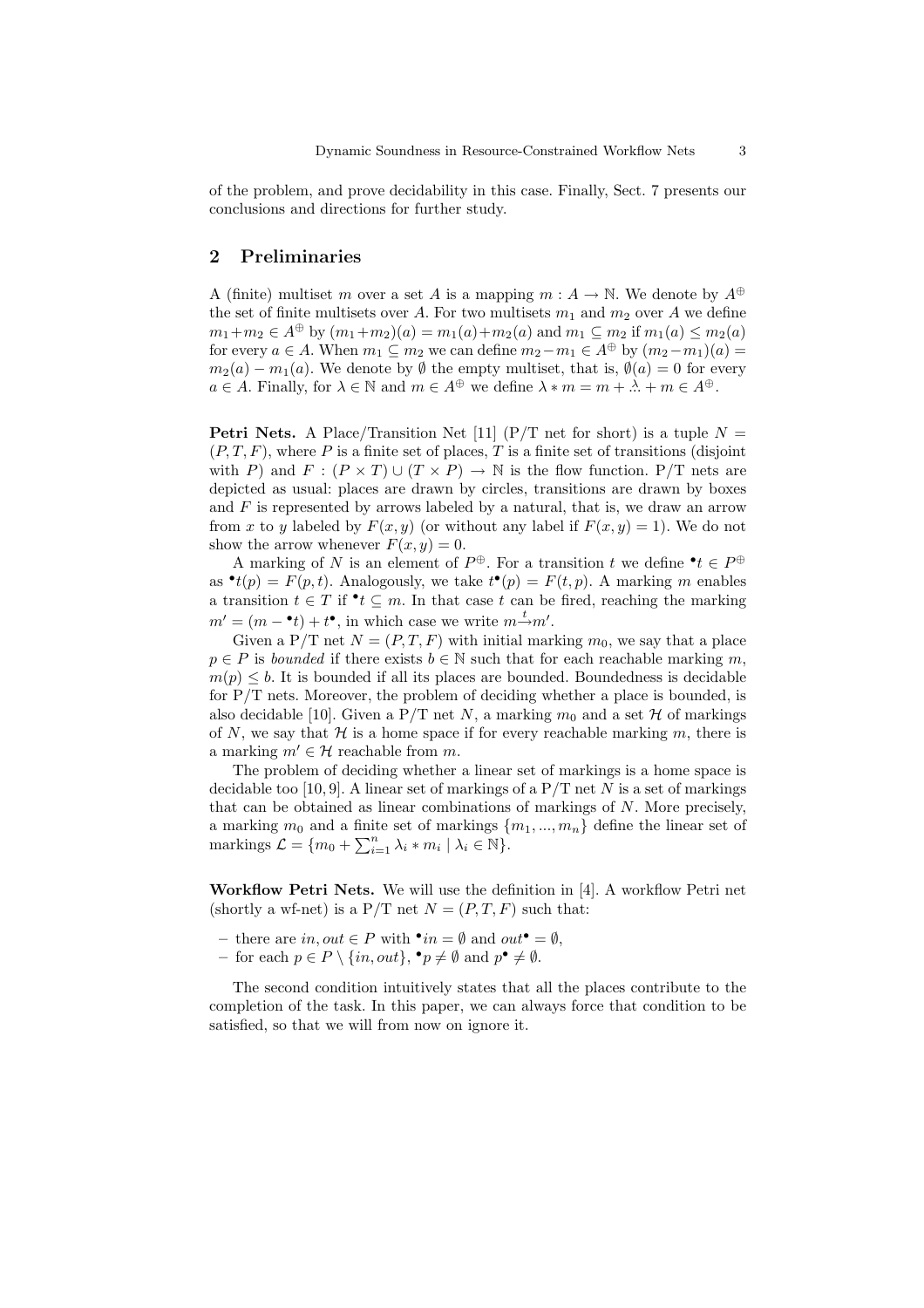of the problem, and prove decidability in this case. Finally, Sect. 7 presents our conclusions and directions for further study.

## 2 Preliminaries

A (finite) multiset $m$ over a set $A$ is a mapping $m : A \to \mathbb{N}$. We denote by $A^{\oplus}$ the set of finite multisets over $A$. For two multisets $m_1$ and $m_2$ over $A$ we define $m_1 + m_2 \in A^{\oplus}$ by $(m_1+m_2)(a) = m_1(a)+m_2(a)$ and $m_1 \subseteq m_2$ if $m_1(a) \leq m_2(a)$ for every $a \in A$. When $m_1 \subseteq m_2$ we can define $m_2 - m_1 \in A^{\oplus}$ by $(m_2-m_1)(a) = m_2(a) - m_1(a)$. We denote by $\emptyset$ the empty multiset, that is, $\emptyset(a) = 0$ for every $a \in A$. Finally, for $\lambda \in \mathbb{N}$ and $m \in A^{\oplus}$ we define $\lambda * m = m + \overset{\lambda}{\ldots} + m \in A^{\oplus}$.

**Petri Nets.** A Place/Transition Net [11] (P/T net for short) is a tuple $N = (P, T, F)$, where $P$ is a finite set of places, $T$ is a finite set of transitions (disjoint with $P$) and $F : (P \times T) \cup (T \times P) \to \mathbb{N}$ is the flow function. P/T nets are depicted as usual: places are drawn by circles, transitions are drawn by boxes and $F$ is represented by arrows labeled by a natural, that is, we draw an arrow from $x$ to $y$ labeled by $F(x, y)$ (or without any label if $F(x, y) = 1$). We do not show the arrow whenever $F(x, y) = 0$.

A marking of $N$ is an element of $P^{\oplus}$. For a transition $t$ we define ${}^\bullet t \in P^{\oplus}$ as ${}^\bullet t(p) = F(p, t)$. Analogously, we take $t^\bullet(p) = F(t, p)$. A marking $m$ enables a transition $t \in T$ if ${}^\bullet t \subseteq m$. In that case $t$ can be fired, reaching the marking $m' = (m - {}^\bullet t) + t^\bullet$, in which case we write $m \xrightarrow{t} m'$.

Given a P/T net $N = (P, T, F)$ with initial marking $m_0$, we say that a place $p \in P$ is *bounded* if there exists $b \in \mathbb{N}$ such that for each reachable marking $m$, $m(p) \leq b$. It is bounded if all its places are bounded. Boundedness is decidable for P/T nets. Moreover, the problem of deciding whether a place is bounded, is also decidable [10]. Given a P/T net $N$, a marking $m_0$ and a set $\mathcal{H}$ of markings of $N$, we say that $\mathcal{H}$ is a home space if for every reachable marking $m$, there is a marking $m' \in \mathcal{H}$ reachable from $m$.

The problem of deciding whether a linear set of markings is a home space is decidable too [10, 9]. A linear set of markings of a P/T net $N$ is a set of markings that can be obtained as linear combinations of markings of $N$. More precisely, a marking $m_0$ and a finite set of markings $\{m_1, ..., m_n\}$ define the linear set of markings $\mathcal{L} = \{m_0 + \sum_{i=1}^{n} \lambda_i * m_i \mid \lambda_i \in \mathbb{N}\}$.

**Workflow Petri Nets.** We will use the definition in [4]. A workflow Petri net (shortly a wf-net) is a P/T net $N = (P, T, F)$ such that:

- there are $in, out \in P$ with ${}^\bullet in = \emptyset$ and $out^\bullet = \emptyset$,
- for each $p \in P \setminus \{in, out\}$, ${}^\bullet p \neq \emptyset$ and $p^\bullet \neq \emptyset$.

The second condition intuitively states that all the places contribute to the completion of the task. In this paper, we can always force that condition to be satisfied, so that we will from now on ignore it.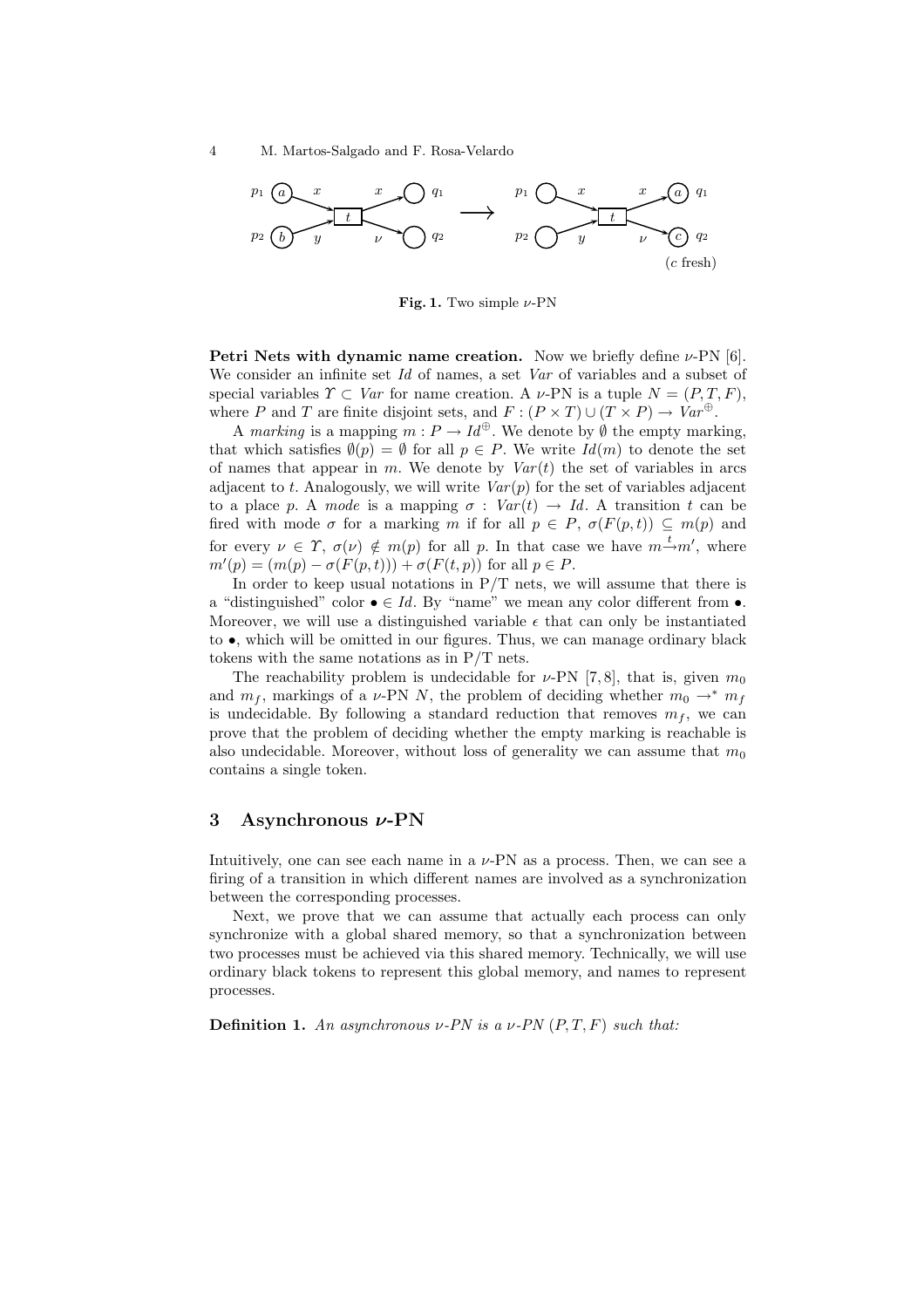**Fig. 1.** Two simple $\nu$-PN

**Petri Nets with dynamic name creation.** Now we briefly define $\nu$-PN [6]. We consider an infinite set $Id$ of names, a set $Var$ of variables and a subset of special variables $\Upsilon \subset Var$ for name creation. A $\nu$-PN is a tuple $N = (P, T, F)$, where $P$ and $T$ are finite disjoint sets, and $F : (P \times T) \cup (T \times P) \to Var^{\oplus}$.

A *marking* is a mapping $m : P \to Id^{\oplus}$. We denote by $\emptyset$ the empty marking, that which satisfies $\emptyset(p) = \emptyset$ for all $p \in P$. We write $Id(m)$ to denote the set of names that appear in $m$. We denote by $Var(t)$ the set of variables in arcs adjacent to $t$. Analogously, we will write $Var(p)$ for the set of variables adjacent to a place $p$. A *mode* is a mapping $\sigma : Var(t) \to Id$. A transition $t$ can be fired with mode $\sigma$ for a marking $m$ if for all $p \in P$, $\sigma(F(p,t)) \subseteq m(p)$ and for every $\nu \in \Upsilon$, $\sigma(\nu) \notin m(p)$ for all $p$. In that case we have $m \xrightarrow{t} m'$, where $m'(p) = (m(p) - \sigma(F(p,t))) + \sigma(F(t,p))$ for all $p \in P$.

In order to keep usual notations in P/T nets, we will assume that there is a "distinguished" color $\bullet \in Id$. By "name" we mean any color different from $\bullet$. Moreover, we will use a distinguished variable $\epsilon$ that can only be instantiated to $\bullet$, which will be omitted in our figures. Thus, we can manage ordinary black tokens with the same notations as in P/T nets.

The reachability problem is undecidable for $\nu$-PN [7, 8], that is, given $m_0$ and $m_f$, markings of a $\nu$-PN $N$, the problem of deciding whether $m_0 \to^* m_f$ is undecidable. By following a standard reduction that removes $m_f$, we can prove that the problem of deciding whether the empty marking is reachable is also undecidable. Moreover, without loss of generality we can assume that $m_0$ contains a single token.

## 3 Asynchronous $\nu$-PN

Intuitively, one can see each name in a $\nu$-PN as a process. Then, we can see a firing of a transition in which different names are involved as a synchronization between the corresponding processes.

Next, we prove that we can assume that actually each process can only synchronize with a global shared memory, so that a synchronization between two processes must be achieved via this shared memory. Technically, we will use ordinary black tokens to represent this global memory, and names to represent processes.

**Definition 1.** *An asynchronous $\nu$-PN is a $\nu$-PN $(P, T, F)$ such that:*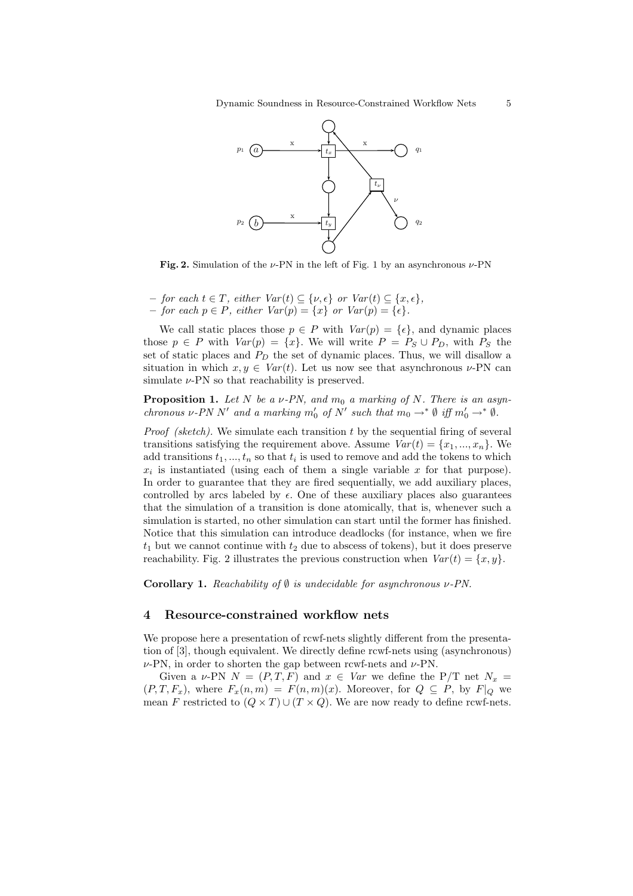**Fig. 2.** Simulation of the $\nu$-PN in the left of Fig. 1 by an asynchronous $\nu$-PN

- *for each* $t \in T$*, either* $Var(t) \subseteq \{\nu, \epsilon\}$ *or* $Var(t) \subseteq \{x, \epsilon\}$*,*
- *for each* $p \in P$*, either* $Var(p) = \{x\}$ *or* $Var(p) = \{\epsilon\}$*.*

We call static places those $p \in P$ with $Var(p) = \{\epsilon\}$, and dynamic places those $p \in P$ with $Var(p) = \{x\}$. We will write $P = P_S \cup P_D$, with $P_S$ the set of static places and $P_D$ the set of dynamic places. Thus, we will disallow a situation in which $x, y \in Var(t)$. Let us now see that asynchronous $\nu$-PN can simulate $\nu$-PN so that reachability is preserved.

**Proposition 1.** *Let $N$ be a $\nu$-PN, and $m_0$ a marking of $N$. There is an asynchronous $\nu$-PN $N'$ and a marking $m_0'$ of $N'$ such that $m_0 \rightarrow^* \emptyset$ iff $m_0' \rightarrow^* \emptyset$.*

*Proof (sketch).* We simulate each transition $t$ by the sequential firing of several transitions satisfying the requirement above. Assume $Var(t) = \{x_1, ..., x_n\}$. We add transitions $t_1, ..., t_n$ so that $t_i$ is used to remove and add the tokens to which $x_i$ is instantiated (using each of them a single variable $x$ for that purpose). In order to guarantee that they are fired sequentially, we add auxiliary places, controlled by arcs labeled by $\epsilon$. One of these auxiliary places also guarantees that the simulation of a transition is done atomically, that is, whenever such a simulation is started, no other simulation can start until the former has finished. Notice that this simulation can introduce deadlocks (for instance, when we fire $t_1$ but we cannot continue with $t_2$ due to abscess of tokens), but it does preserve reachability. Fig. 2 illustrates the previous construction when $Var(t) = \{x, y\}$.

**Corollary 1.** *Reachability of $\emptyset$ is undecidable for asynchronous $\nu$-PN.*

## 4 Resource-constrained workflow nets

We propose here a presentation of rcwf-nets slightly different from the presentation of [3], though equivalent. We directly define rcwf-nets using (asynchronous) $\nu$-PN, in order to shorten the gap between rcwf-nets and $\nu$-PN.

Given a $\nu$-PN $N = (P, T, F)$ and $x \in Var$ we define the P/T net $N_x = (P, T, F_x)$, where $F_x(n, m) = F(n, m)(x)$. Moreover, for $Q \subseteq P$, by $F|_Q$ we mean $F$ restricted to $(Q \times T) \cup (T \times Q)$. We are now ready to define rcwf-nets.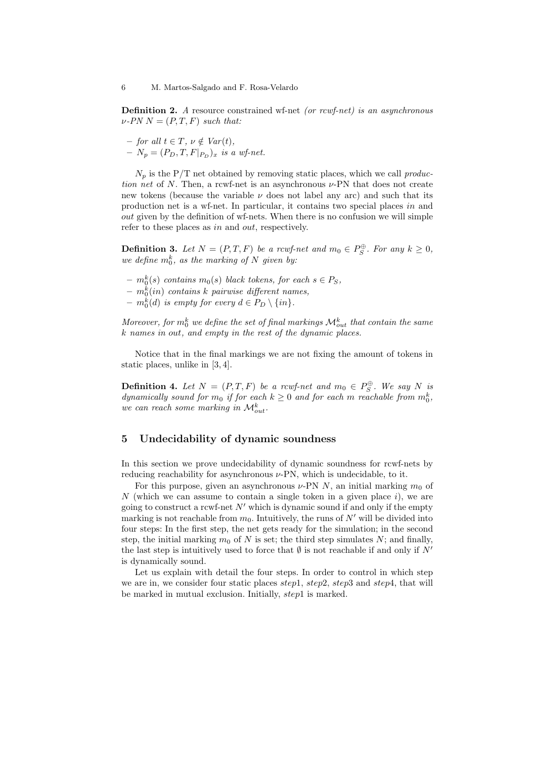**Definition 2.** *A* resource constrained wf-net *(or rcwf-net) is an asynchronous $\nu$-PN $N = (P, T, F)$ such that:*

- *for all $t \in T$, $\nu \notin Var(t)$,*
- *$N_p = (P_D, T, F|_{P_D})_x$ is a wf-net.*

$N_p$ is the P/T net obtained by removing static places, which we call *production net* of $N$. Then, a rcwf-net is an asynchronous $\nu$-PN that does not create new tokens (because the variable $\nu$ does not label any arc) and such that its production net is a wf-net. In particular, it contains two special places *in* and *out* given by the definition of wf-nets. When there is no confusion we will simple refer to these places as *in* and *out*, respectively.

**Definition 3.** *Let $N = (P, T, F)$ be a rcwf-net and $m_0 \in P_S^{\oplus}$. For any $k \geq 0$, we define $m_0^k$, as the marking of $N$ given by:*

- *$m_0^k(s)$ contains $m_0(s)$ black tokens, for each $s \in P_S$,*
- *$m_0^k(in)$ contains $k$ pairwise different names,*
- *$m_0^k(d)$ is empty for every $d \in P_D \setminus \{in\}$.*

*Moreover, for $m_0^k$ we define the set of final markings $\mathcal{M}_{out}^k$ that contain the same $k$ names in out, and empty in the rest of the dynamic places.*

Notice that in the final markings we are not fixing the amount of tokens in static places, unlike in [3, 4].

**Definition 4.** *Let $N = (P, T, F)$ be a rcwf-net and $m_0 \in P_S^{\oplus}$. We say $N$ is dynamically sound for $m_0$ if for each $k \geq 0$ and for each $m$ reachable from $m_0^k$, we can reach some marking in $\mathcal{M}_{out}^k$.*

## 5 Undecidability of dynamic soundness

In this section we prove undecidability of dynamic soundness for rcwf-nets by reducing reachability for asynchronous $\nu$-PN, which is undecidable, to it.

For this purpose, given an asynchronous $\nu$-PN $N$, an initial marking $m_0$ of $N$ (which we can assume to contain a single token in a given place $i$), we are going to construct a rcwf-net $N'$ which is dynamic sound if and only if the empty marking is not reachable from $m_0$. Intuitively, the runs of $N'$ will be divided into four steps: In the first step, the net gets ready for the simulation; in the second step, the initial marking $m_0$ of $N$ is set; the third step simulates $N$; and finally, the last step is intuitively used to force that $\emptyset$ is not reachable if and only if $N'$ is dynamically sound.

Let us explain with detail the four steps. In order to control in which step we are in, we consider four static places *step*1, *step*2, *step*3 and *step*4, that will be marked in mutual exclusion. Initially, *step*1 is marked.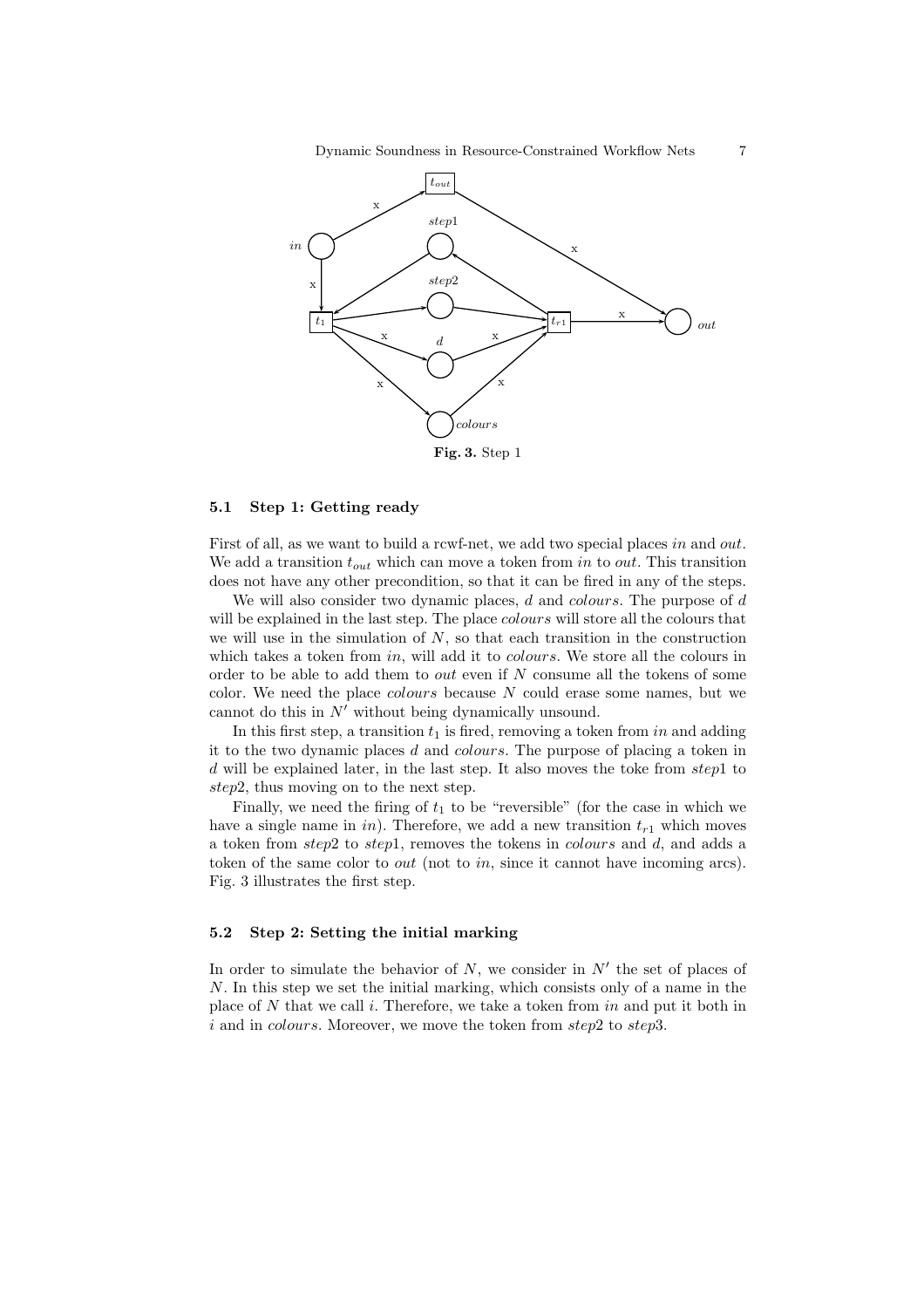**Fig. 3.** Step 1

### 5.1 Step 1: Getting ready

First of all, as we want to build a rcwf-net, we add two special places *in* and *out*. We add a transition $t_{out}$ which can move a token from *in* to *out*. This transition does not have any other precondition, so that it can be fired in any of the steps.

We will also consider two dynamic places, $d$ and *colours*. The purpose of $d$ will be explained in the last step. The place *colours* will store all the colours that we will use in the simulation of $N$, so that each transition in the construction which takes a token from *in*, will add it to *colours*. We store all the colours in order to be able to add them to *out* even if $N$ consume all the tokens of some color. We need the place *colours* because $N$ could erase some names, but we cannot do this in $N'$ without being dynamically unsound.

In this first step, a transition $t_1$ is fired, removing a token from *in* and adding it to the two dynamic places $d$ and *colours*. The purpose of placing a token in $d$ will be explained later, in the last step. It also moves the toke from *step*1 to *step*2, thus moving on to the next step.

Finally, we need the firing of $t_1$ to be "reversible" (for the case in which we have a single name in *in*). Therefore, we add a new transition $t_{r1}$ which moves a token from *step*2 to *step*1, removes the tokens in *colours* and $d$, and adds a token of the same color to *out* (not to *in*, since it cannot have incoming arcs). Fig. 3 illustrates the first step.

### 5.2 Step 2: Setting the initial marking

In order to simulate the behavior of $N$, we consider in $N'$ the set of places of $N$. In this step we set the initial marking, which consists only of a name in the place of $N$ that we call $i$. Therefore, we take a token from *in* and put it both in $i$ and in *colours*. Moreover, we move the token from *step*2 to *step*3.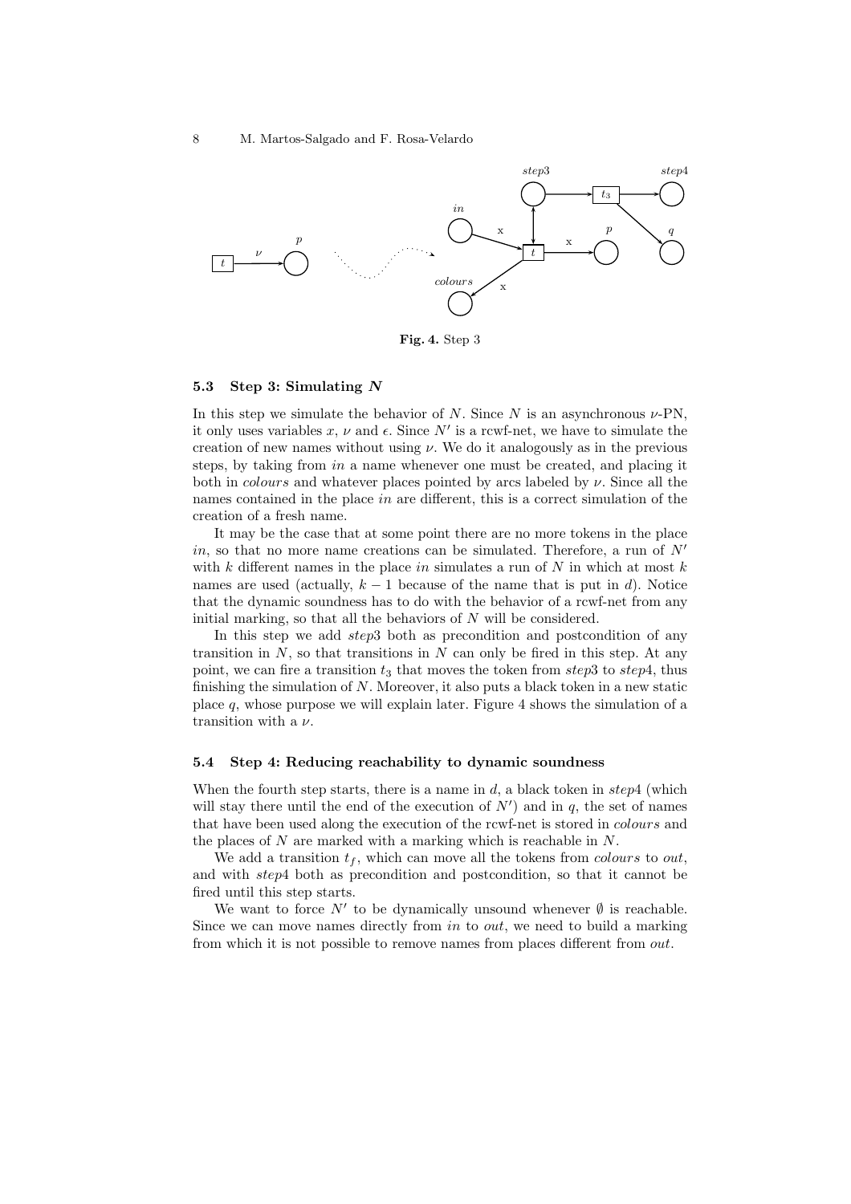**Fig. 4.** Step 3

### 5.3 Step 3: Simulating $N$

In this step we simulate the behavior of $N$. Since $N$ is an asynchronous $\nu$-PN, it only uses variables $x$, $\nu$ and $\epsilon$. Since $N'$ is a rcwf-net, we have to simulate the creation of new names without using $\nu$. We do it analogously as in the previous steps, by taking from *in* a name whenever one must be created, and placing it both in *colours* and whatever places pointed by arcs labeled by $\nu$. Since all the names contained in the place *in* are different, this is a correct simulation of the creation of a fresh name.

It may be the case that at some point there are no more tokens in the place *in*, so that no more name creations can be simulated. Therefore, a run of $N'$ with $k$ different names in the place *in* simulates a run of $N$ in which at most $k$ names are used (actually, $k-1$ because of the name that is put in $d$). Notice that the dynamic soundness has to do with the behavior of a rcwf-net from any initial marking, so that all the behaviors of $N$ will be considered.

In this step we add *step*3 both as precondition and postcondition of any transition in $N$, so that transitions in $N$ can only be fired in this step. At any point, we can fire a transition $t_3$ that moves the token from *step*3 to *step*4, thus finishing the simulation of $N$. Moreover, it also puts a black token in a new static place $q$, whose purpose we will explain later. Figure 4 shows the simulation of a transition with a $\nu$.

### 5.4 Step 4: Reducing reachability to dynamic soundness

When the fourth step starts, there is a name in $d$, a black token in *step*4 (which will stay there until the end of the execution of $N'$) and in $q$, the set of names that have been used along the execution of the rcwf-net is stored in *colours* and the places of $N$ are marked with a marking which is reachable in $N$.

We add a transition $t_f$, which can move all the tokens from *colours* to *out*, and with *step*4 both as precondition and postcondition, so that it cannot be fired until this step starts.

We want to force $N'$ to be dynamically unsound whenever $\emptyset$ is reachable. Since we can move names directly from *in* to *out*, we need to build a marking from which it is not possible to remove names from places different from *out*.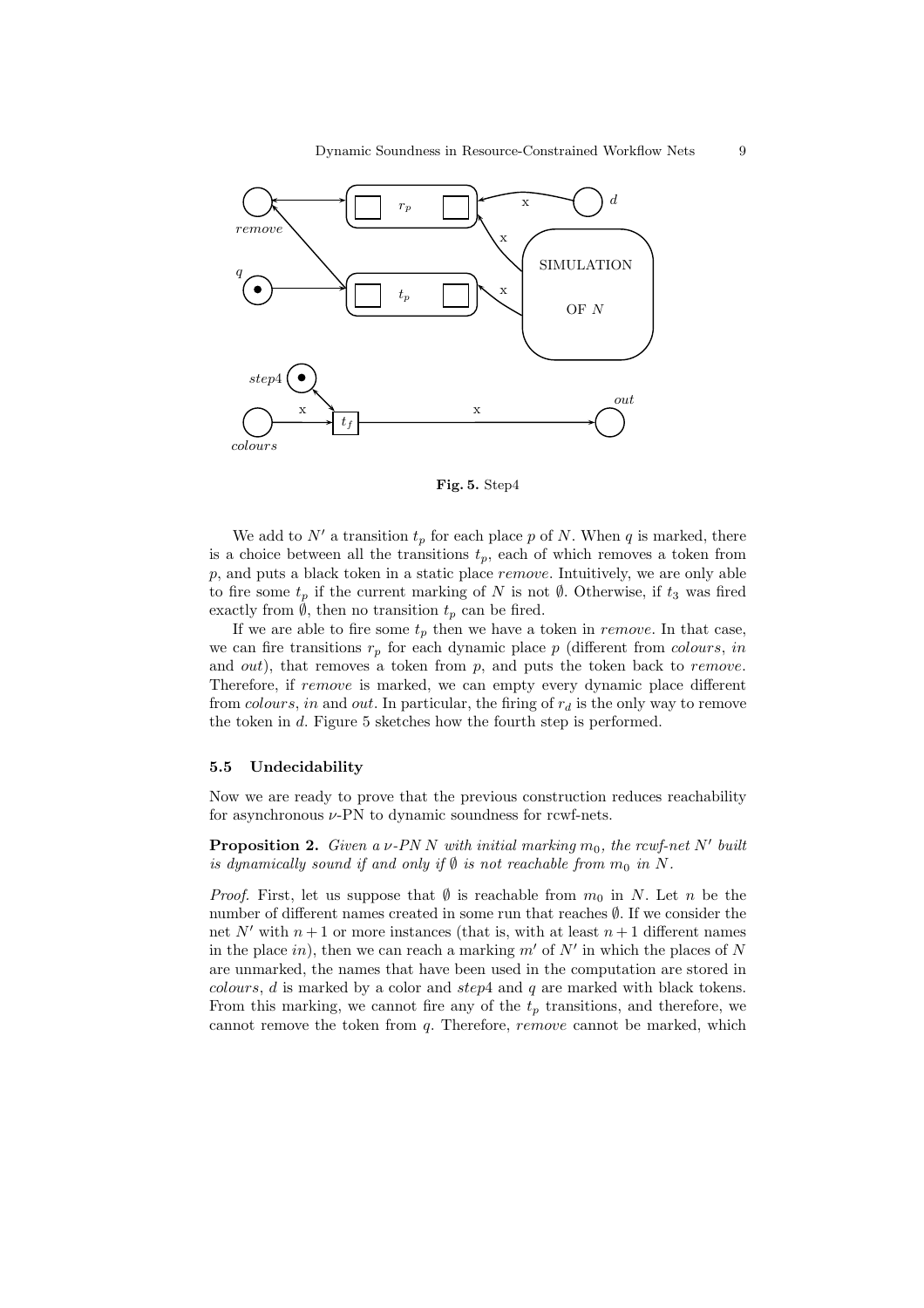**Fig. 5.** Step4

We add to $N'$ a transition $t_p$ for each place $p$ of $N$. When $q$ is marked, there is a choice between all the transitions $t_p$, each of which removes a token from $p$, and puts a black token in a static place *remove*. Intuitively, we are only able to fire some $t_p$ if the current marking of $N$ is not $\emptyset$. Otherwise, if $t_3$ was fired exactly from $\emptyset$, then no transition $t_p$ can be fired.

If we are able to fire some $t_p$ then we have a token in *remove*. In that case, we can fire transitions $r_p$ for each dynamic place $p$ (different from *colours*, *in* and *out*), that removes a token from $p$, and puts the token back to *remove*. Therefore, if *remove* is marked, we can empty every dynamic place different from *colours*, *in* and *out*. In particular, the firing of $r_d$ is the only way to remove the token in $d$. Figure 5 sketches how the fourth step is performed.

### 5.5 Undecidability

Now we are ready to prove that the previous construction reduces reachability for asynchronous $\nu$-PN to dynamic soundness for rcwf-nets.

**Proposition 2.** *Given a $\nu$-PN $N$ with initial marking $m_0$, the rcwf-net $N'$ built is dynamically sound if and only if $\emptyset$ is not reachable from $m_0$ in $N$.*

*Proof.* First, let us suppose that $\emptyset$ is reachable from $m_0$ in $N$. Let $n$ be the number of different names created in some run that reaches $\emptyset$. If we consider the net $N'$ with $n+1$ or more instances (that is, with at least $n+1$ different names in the place *in*), then we can reach a marking $m'$ of $N'$ in which the places of $N$ are unmarked, the names that have been used in the computation are stored in *colours*, $d$ is marked by a color and *step*4 and $q$ are marked with black tokens. From this marking, we cannot fire any of the $t_p$ transitions, and therefore, we cannot remove the token from $q$. Therefore, *remove* cannot be marked, which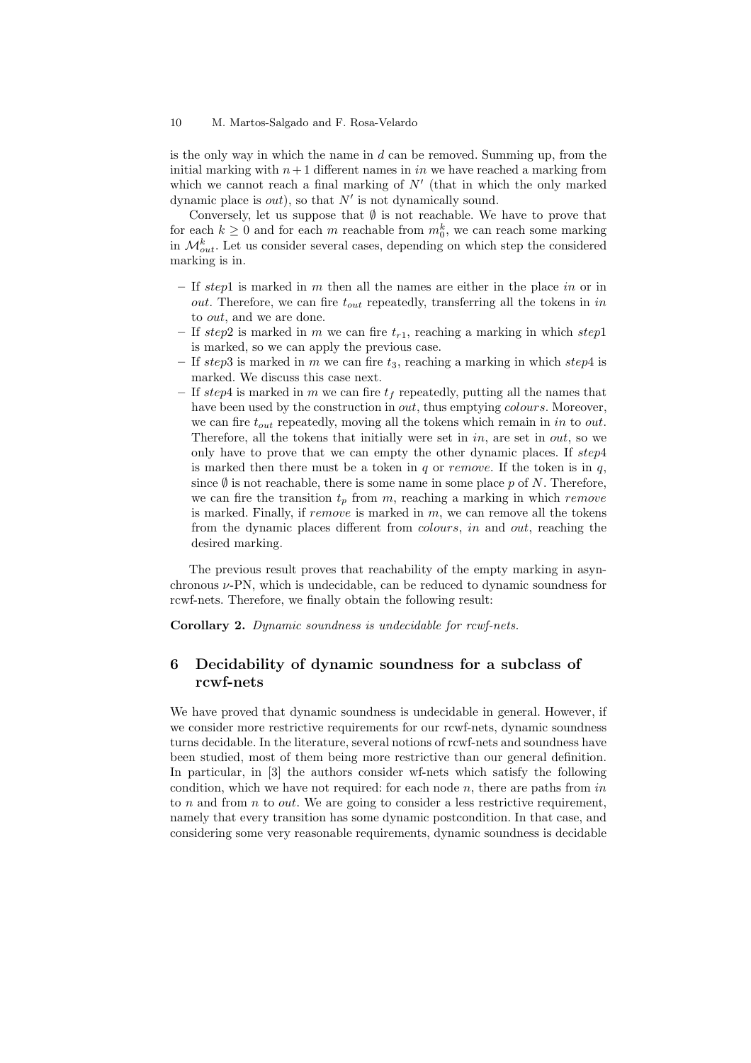is the only way in which the name in $d$ can be removed. Summing up, from the initial marking with $n+1$ different names in *in* we have reached a marking from which we cannot reach a final marking of $N'$ (that in which the only marked dynamic place is *out*), so that $N'$ is not dynamically sound.

Conversely, let us suppose that $\emptyset$ is not reachable. We have to prove that for each $k \geq 0$ and for each $m$ reachable from $m_0^k$, we can reach some marking in $\mathcal{M}_{out}^k$. Let us consider several cases, depending on which step the considered marking is in.

- If *step*1 is marked in $m$ then all the names are either in the place *in* or in *out*. Therefore, we can fire $t_{out}$ repeatedly, transferring all the tokens in *in* to *out*, and we are done.
- If *step*2 is marked in $m$ we can fire $t_{r1}$, reaching a marking in which *step*1 is marked, so we can apply the previous case.
- If *step*3 is marked in $m$ we can fire $t_3$, reaching a marking in which *step*4 is marked. We discuss this case next.
- If *step*4 is marked in $m$ we can fire $t_f$ repeatedly, putting all the names that have been used by the construction in *out*, thus emptying *colours*. Moreover, we can fire $t_{out}$ repeatedly, moving all the tokens which remain in *in* to *out*. Therefore, all the tokens that initially were set in *in*, are set in *out*, so we only have to prove that we can empty the other dynamic places. If *step*4 is marked then there must be a token in $q$ or *remove*. If the token is in $q$, since $\emptyset$ is not reachable, there is some name in some place $p$ of $N$. Therefore, we can fire the transition $t_p$ from $m$, reaching a marking in which *remove* is marked. Finally, if *remove* is marked in $m$, we can remove all the tokens from the dynamic places different from *colours*, *in* and *out*, reaching the desired marking.

The previous result proves that reachability of the empty marking in asynchronous $\nu$-PN, which is undecidable, can be reduced to dynamic soundness for rcwf-nets. Therefore, we finally obtain the following result:

**Corollary 2.** *Dynamic soundness is undecidable for rcwf-nets.*

## 6 Decidability of dynamic soundness for a subclass of rcwf-nets

We have proved that dynamic soundness is undecidable in general. However, if we consider more restrictive requirements for our rcwf-nets, dynamic soundness turns decidable. In the literature, several notions of rcwf-nets and soundness have been studied, most of them being more restrictive than our general definition. In particular, in [3] the authors consider wf-nets which satisfy the following condition, which we have not required: for each node $n$, there are paths from *in* to $n$ and from $n$ to *out*. We are going to consider a less restrictive requirement, namely that every transition has some dynamic postcondition. In that case, and considering some very reasonable requirements, dynamic soundness is decidable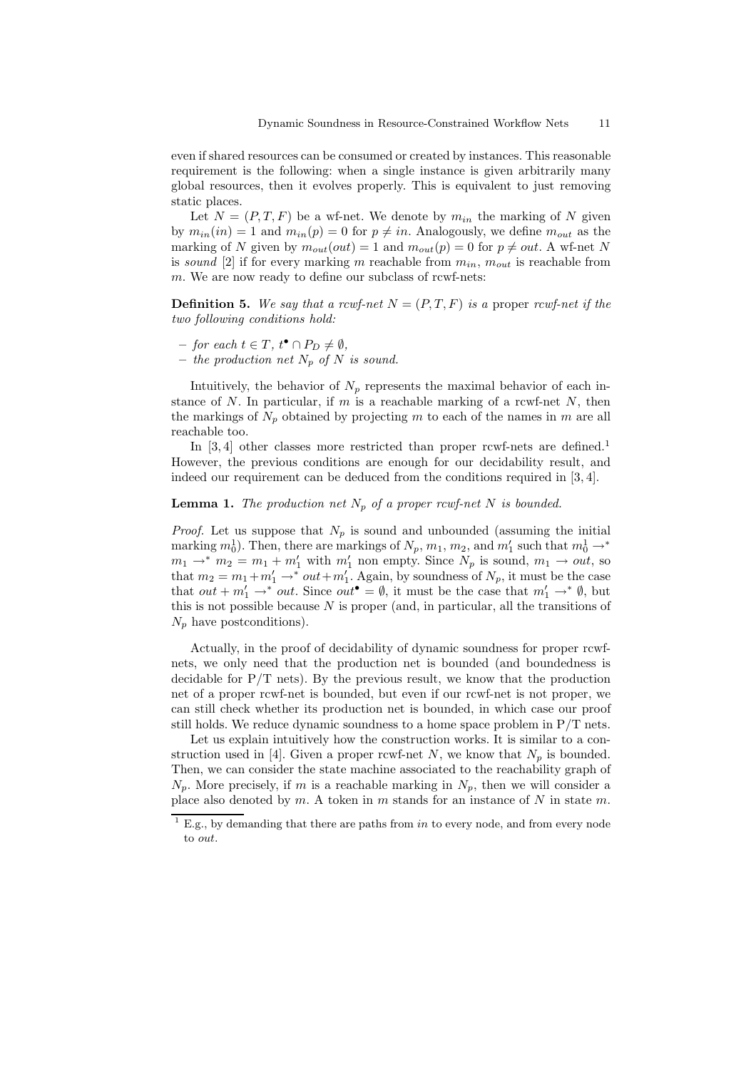even if shared resources can be consumed or created by instances. This reasonable requirement is the following: when a single instance is given arbitrarily many global resources, then it evolves properly. This is equivalent to just removing static places.

Let $N = (P, T, F)$ be a wf-net. We denote by $m_{in}$ the marking of $N$ given by $m_{in}(in) = 1$ and $m_{in}(p) = 0$ for $p \neq in$. Analogously, we define $m_{out}$ as the marking of $N$ given by $m_{out}(out) = 1$ and $m_{out}(p) = 0$ for $p \neq out$. A wf-net $N$ is *sound* [2] if for every marking $m$ reachable from $m_{in}$, $m_{out}$ is reachable from $m$. We are now ready to define our subclass of rcwf-nets:

**Definition 5.** *We say that a rcwf-net $N = (P, T, F)$ is a* proper *rcwf-net if the two following conditions hold:*

- *for each $t \in T$, $t^\bullet \cap P_D \neq \emptyset$,*
- *the production net $N_p$ of $N$ is sound.*

Intuitively, the behavior of $N_p$ represents the maximal behavior of each instance of $N$. In particular, if $m$ is a reachable marking of a rcwf-net $N$, then the markings of $N_p$ obtained by projecting $m$ to each of the names in $m$ are all reachable too.

In [3, 4] other classes more restricted than proper rcwf-nets are defined.[1] However, the previous conditions are enough for our decidability result, and indeed our requirement can be deduced from the conditions required in [3, 4].

**Lemma 1.** *The production net $N_p$ of a proper rcwf-net $N$ is bounded.*

*Proof.* Let us suppose that $N_p$ is sound and unbounded (assuming the initial marking $m_0^1$). Then, there are markings of $N_p$, $m_1$, $m_2$, and $m_1'$ such that $m_0^1 \to^* m_1 \to^* m_2 = m_1 + m_1'$ with $m_1'$ non empty. Since $N_p$ is sound, $m_1 \to out$, so that $m_2 = m_1 + m_1' \to^* out + m_1'$. Again, by soundness of $N_p$, it must be the case that $out + m_1' \to^* out$. Since $out^\bullet = \emptyset$, it must be the case that $m_1' \to^* \emptyset$, but this is not possible because $N$ is proper (and, in particular, all the transitions of $N_p$ have postconditions).

Actually, in the proof of decidability of dynamic soundness for proper rcwf-nets, we only need that the production net is bounded (and boundedness is decidable for P/T nets). By the previous result, we know that the production net of a proper rcwf-net is bounded, but even if our rcwf-net is not proper, we can still check whether its production net is bounded, in which case our proof still holds. We reduce dynamic soundness to a home space problem in P/T nets.

Let us explain intuitively how the construction works. It is similar to a construction used in [4]. Given a proper rcwf-net $N$, we know that $N_p$ is bounded. Then, we can consider the state machine associated to the reachability graph of $N_p$. More precisely, if $m$ is a reachable marking in $N_p$, then we will consider a place also denoted by $m$. A token in $m$ stands for an instance of $N$ in state $m$.

[1] E.g., by demanding that there are paths from $in$ to every node, and from every node to $out$.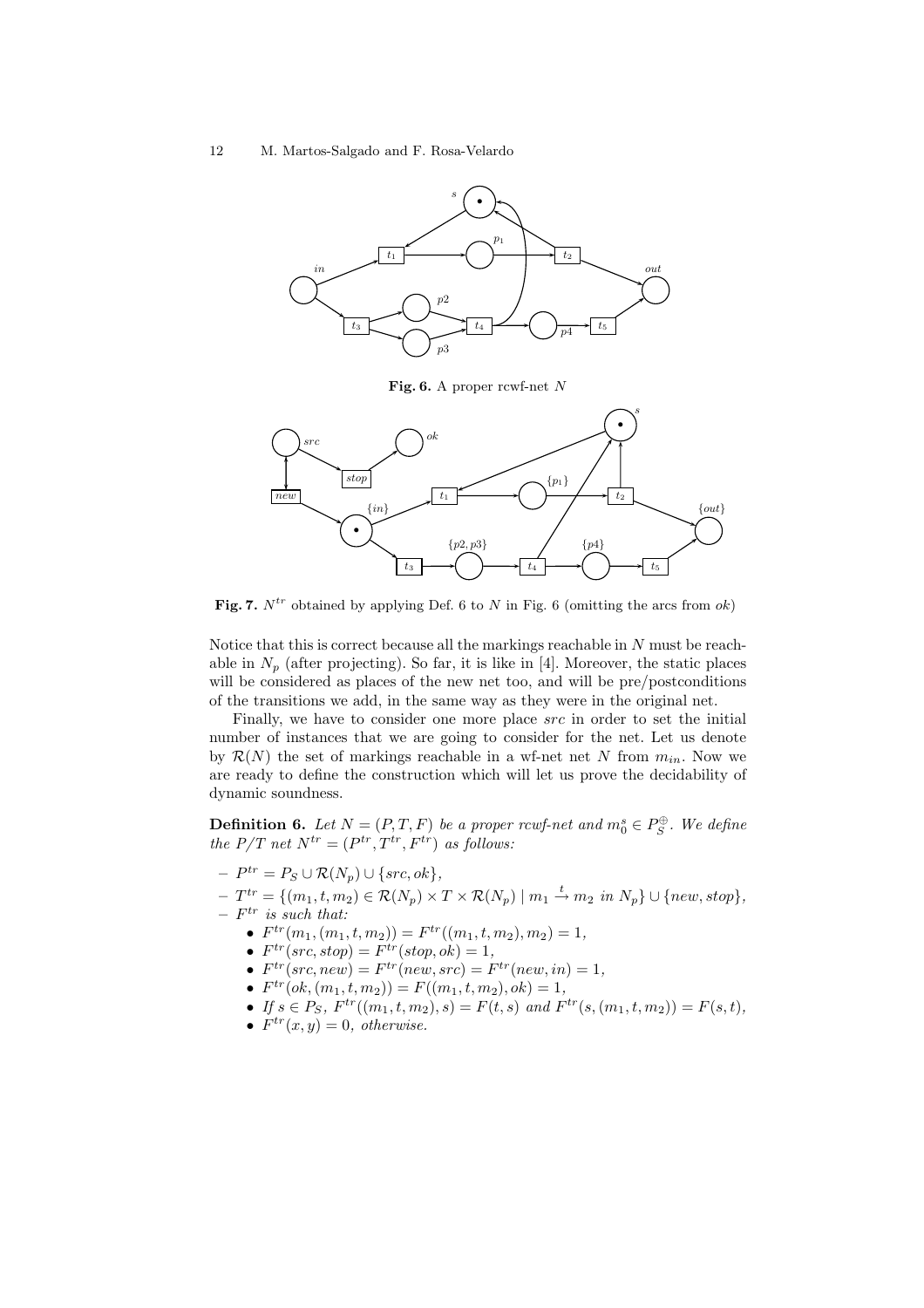**Fig. 6.** A proper rcwf-net $N$

**Fig. 7.** $N^{tr}$ obtained by applying Def. 6 to $N$ in Fig. 6 (omitting the arcs from $ok$)

Notice that this is correct because all the markings reachable in $N$ must be reachable in $N_p$ (after projecting). So far, it is like in [4]. Moreover, the static places will be considered as places of the new net too, and will be pre/postconditions of the transitions we add, in the same way as they were in the original net.

Finally, we have to consider one more place $src$ in order to set the initial number of instances that we are going to consider for the net. Let us denote by $\mathcal{R}(N)$ the set of markings reachable in a wf-net $N$ from $m_{in}$. Now we are ready to define the construction which will let us prove the decidability of dynamic soundness.

**Definition 6.** *Let $N = (P, T, F)$ be a proper rcwf-net and $m_0^s \in P_S^{\oplus}$. We define the P/T net $N^{tr} = (P^{tr}, T^{tr}, F^{tr})$ as follows:*

- $P^{tr} = P_S \cup \mathcal{R}(N_p) \cup \{src, ok\}$,
- $T^{tr} = \{(m_1, t, m_2) \in \mathcal{R}(N_p) \times T \times \mathcal{R}(N_p) \mid m_1 \xrightarrow{t} m_2 \text{ in } N_p\} \cup \{new, stop\}$,
- $F^{tr}$ *is such that:*
  - $F^{tr}(m_1, (m_1, t, m_2)) = F^{tr}((m_1, t, m_2), m_2) = 1$,
  - $F^{tr}(src, stop) = F^{tr}(stop, ok) = 1$,
  - $F^{tr}(src, new) = F^{tr}(new, src) = F^{tr}(new, in) = 1$,
  - $F^{tr}(ok, (m_1, t, m_2)) = F((m_1, t, m_2), ok) = 1$,
  - *If $s \in P_S$, $F^{tr}((m_1, t, m_2), s) = F(t, s)$ and $F^{tr}(s, (m_1, t, m_2)) = F(s, t)$,*
  - $F^{tr}(x, y) = 0$, *otherwise.*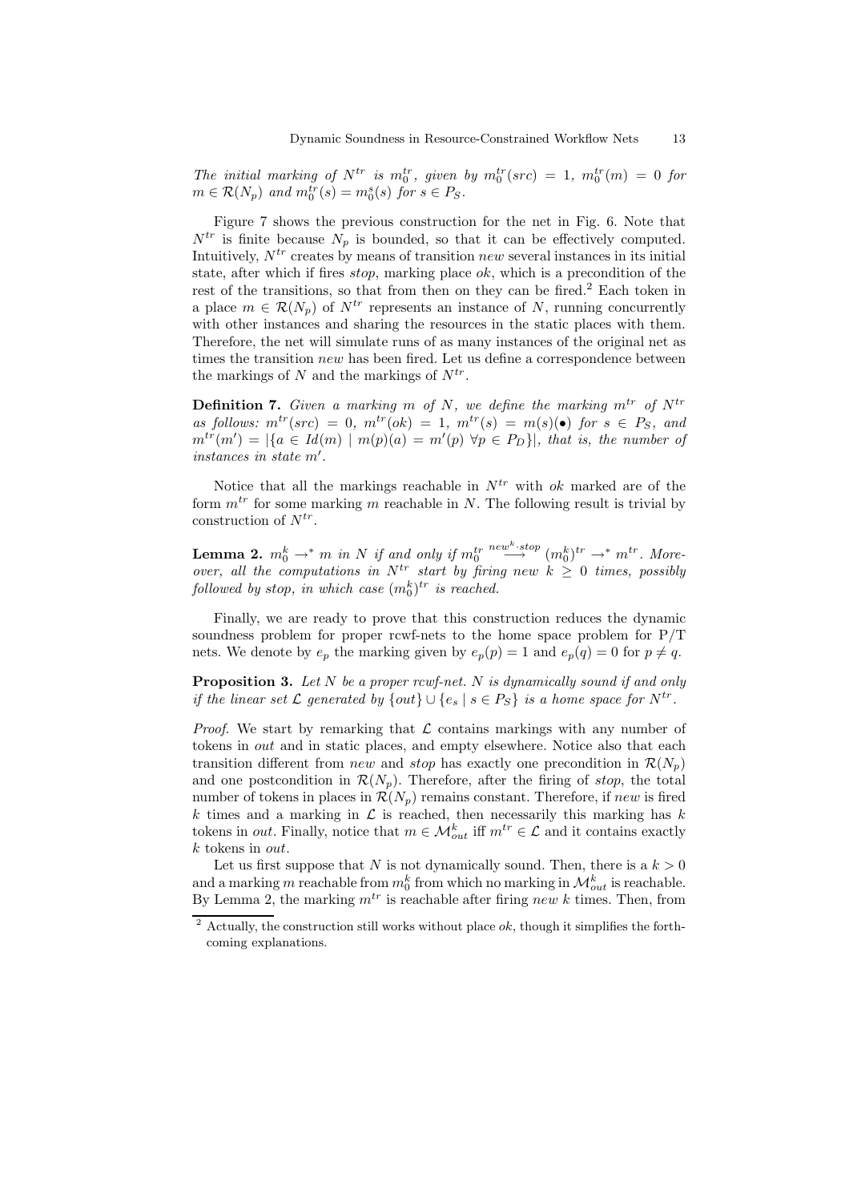*The initial marking of $N^{tr}$ is $m_0^{tr}$, given by $m_0^{tr}(src) = 1$, $m_0^{tr}(m) = 0$ for $m \in \mathcal{R}(N_p)$ and $m_0^{tr}(s) = m_0^s(s)$ for $s \in P_S$.*

Figure 7 shows the previous construction for the net in Fig. 6. Note that $N^{tr}$ is finite because $N_p$ is bounded, so that it can be effectively computed. Intuitively, $N^{tr}$ creates by means of transition *new* several instances in its initial state, after which if fires *stop*, marking place *ok*, which is a precondition of the rest of the transitions, so that from then on they can be fired.[2] Each token in a place $m \in \mathcal{R}(N_p)$ of $N^{tr}$ represents an instance of $N$, running concurrently with other instances and sharing the resources in the static places with them. Therefore, the net will simulate runs of as many instances of the original net as times the transition *new* has been fired. Let us define a correspondence between the markings of $N$ and the markings of $N^{tr}$.

**Definition 7.** *Given a marking $m$ of $N$, we define the marking $m^{tr}$ of $N^{tr}$ as follows: $m^{tr}(src) = 0$, $m^{tr}(ok) = 1$, $m^{tr}(s) = m(s)(\bullet)$ for $s \in P_S$, and $m^{tr}(m') = |\{a \in Id(m) \mid m(p)(a) = m'(p)\ \forall p \in P_D\}|$, that is, the number of instances in state $m'$.*

Notice that all the markings reachable in $N^{tr}$ with *ok* marked are of the form $m^{tr}$ for some marking $m$ reachable in $N$. The following result is trivial by construction of $N^{tr}$.

**Lemma 2.** *$m_0^k \rightarrow^* m$ in $N$ if and only if $m_0^{tr} \overset{new^k \cdot stop}{\longrightarrow} (m_0^k)^{tr} \rightarrow^* m^{tr}$. Moreover, all the computations in $N^{tr}$ start by firing new $k \geq 0$ times, possibly followed by stop, in which case $(m_0^k)^{tr}$ is reached.*

Finally, we are ready to prove that this construction reduces the dynamic soundness problem for proper rcwf-nets to the home space problem for P/T nets. We denote by $e_p$ the marking given by $e_p(p) = 1$ and $e_p(q) = 0$ for $p \neq q$.

**Proposition 3.** *Let $N$ be a proper rcwf-net. $N$ is dynamically sound if and only if the linear set $\mathcal{L}$ generated by $\{out\} \cup \{e_s \mid s \in P_S\}$ is a home space for $N^{tr}$.*

*Proof.* We start by remarking that $\mathcal{L}$ contains markings with any number of tokens in *out* and in static places, and empty elsewhere. Notice also that each transition different from *new* and *stop* has exactly one precondition in $\mathcal{R}(N_p)$ and one postcondition in $\mathcal{R}(N_p)$. Therefore, after the firing of *stop*, the total number of tokens in places in $\mathcal{R}(N_p)$ remains constant. Therefore, if *new* is fired $k$ times and a marking in $\mathcal{L}$ is reached, then necessarily this marking has $k$ tokens in *out*. Finally, notice that $m \in \mathcal{M}_{out}^k$ iff $m^{tr} \in \mathcal{L}$ and it contains exactly $k$ tokens in *out*.

Let us first suppose that $N$ is not dynamically sound. Then, there is a $k > 0$ and a marking $m$ reachable from $m_0^k$ from which no marking in $\mathcal{M}_{out}^k$ is reachable. By Lemma 2, the marking $m^{tr}$ is reachable after firing *new* $k$ times. Then, from

[2] Actually, the construction still works without place *ok*, though it simplifies the forthcoming explanations.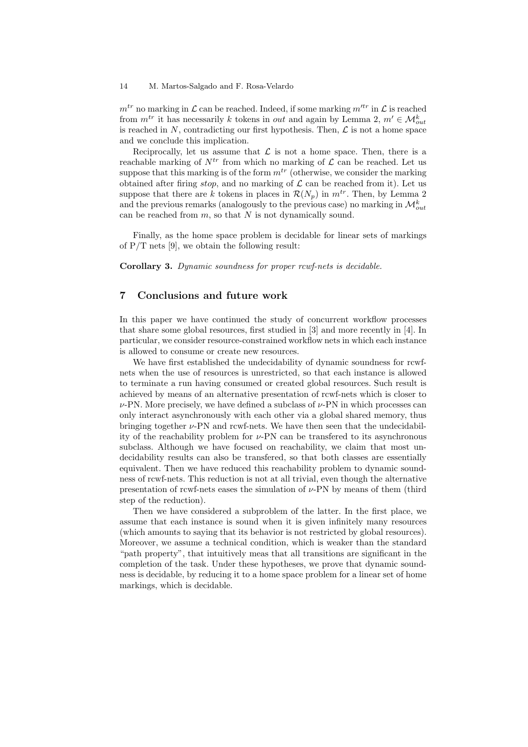$m^{tr}$ no marking in $\mathcal{L}$ can be reached. Indeed, if some marking $m'^{tr}$ in $\mathcal{L}$ is reached from $m^{tr}$ it has necessarily $k$ tokens in *out* and again by Lemma 2, $m' \in \mathcal{M}_{out}^{k}$ is reached in $N$, contradicting our first hypothesis. Then, $\mathcal{L}$ is not a home space and we conclude this implication.

Reciprocally, let us assume that $\mathcal{L}$ is not a home space. Then, there is a reachable marking of $N^{tr}$ from which no marking of $\mathcal{L}$ can be reached. Let us suppose that this marking is of the form $m^{tr}$ (otherwise, we consider the marking obtained after firing *stop*, and no marking of $\mathcal{L}$ can be reached from it). Let us suppose that there are $k$ tokens in places in $\mathcal{R}(N_p)$ in $m^{tr}$. Then, by Lemma 2 and the previous remarks (analogously to the previous case) no marking in $\mathcal{M}_{out}^{k}$ can be reached from $m$, so that $N$ is not dynamically sound.

Finally, as the home space problem is decidable for linear sets of markings of P/T nets [9], we obtain the following result:

**Corollary 3.** *Dynamic soundness for proper rcwf-nets is decidable.*

## 7 Conclusions and future work

In this paper we have continued the study of concurrent workflow processes that share some global resources, first studied in [3] and more recently in [4]. In particular, we consider resource-constrained workflow nets in which each instance is allowed to consume or create new resources.

We have first established the undecidability of dynamic soundness for rcwf-nets when the use of resources is unrestricted, so that each instance is allowed to terminate a run having consumed or created global resources. Such result is achieved by means of an alternative presentation of rcwf-nets which is closer to $\nu$-PN. More precisely, we have defined a subclass of $\nu$-PN in which processes can only interact asynchronously with each other via a global shared memory, thus bringing together $\nu$-PN and rcwf-nets. We have then seen that the undecidability of the reachability problem for $\nu$-PN can be transfered to its asynchronous subclass. Although we have focused on reachability, we claim that most undecidability results can also be transfered, so that both classes are essentially equivalent. Then we have reduced this reachability problem to dynamic soundness of rcwf-nets. This reduction is not at all trivial, even though the alternative presentation of rcwf-nets eases the simulation of $\nu$-PN by means of them (third step of the reduction).

Then we have considered a subproblem of the latter. In the first place, we assume that each instance is sound when it is given infinitely many resources (which amounts to saying that its behavior is not restricted by global resources). Moreover, we assume a technical condition, which is weaker than the standard "path property", that intuitively meas that all transitions are significant in the completion of the task. Under these hypotheses, we prove that dynamic soundness is decidable, by reducing it to a home space problem for a linear set of home markings, which is decidable.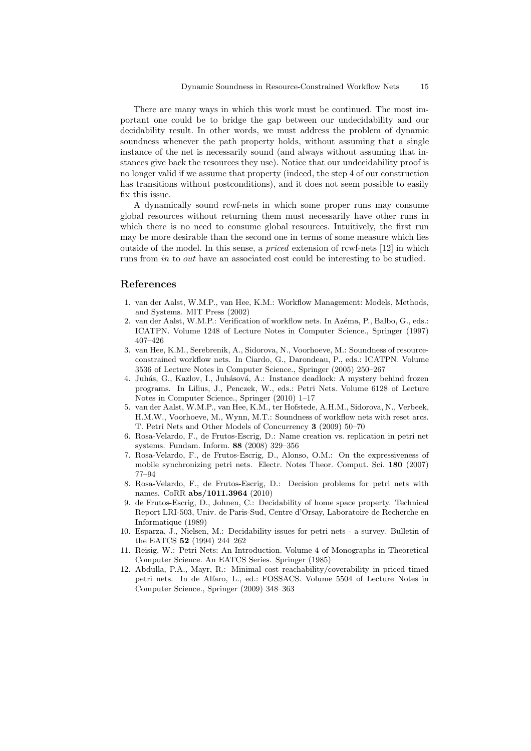There are many ways in which this work must be continued. The most important one could be to bridge the gap between our undecidability and our decidability result. In other words, we must address the problem of dynamic soundness whenever the path property holds, without assuming that a single instance of the net is necessarily sound (and always without assuming that instances give back the resources they use). Notice that our undecidability proof is no longer valid if we assume that property (indeed, the step 4 of our construction has transitions without postconditions), and it does not seem possible to easily fix this issue.

A dynamically sound rcwf-nets in which some proper runs may consume global resources without returning them must necessarily have other runs in which there is no need to consume global resources. Intuitively, the first run may be more desirable than the second one in terms of some measure which lies outside of the model. In this sense, a *priced* extension of rcwf-nets [12] in which runs from *in* to *out* have an associated cost could be interesting to be studied.

## References

1. van der Aalst, W.M.P., van Hee, K.M.: Workflow Management: Models, Methods, and Systems. MIT Press (2002)
2. van der Aalst, W.M.P.: Verification of workflow nets. In Azéma, P., Balbo, G., eds.: ICATPN. Volume 1248 of Lecture Notes in Computer Science., Springer (1997) 407–426
3. van Hee, K.M., Serebrenik, A., Sidorova, N., Voorhoeve, M.: Soundness of resource-constrained workflow nets. In Ciardo, G., Darondeau, P., eds.: ICATPN. Volume 3536 of Lecture Notes in Computer Science., Springer (2005) 250–267
4. Juhás, G., Kazlov, I., Juhásová, A.: Instance deadlock: A mystery behind frozen programs. In Lilius, J., Penczek, W., eds.: Petri Nets. Volume 6128 of Lecture Notes in Computer Science., Springer (2010) 1–17
5. van der Aalst, W.M.P., van Hee, K.M., ter Hofstede, A.H.M., Sidorova, N., Verbeek, H.M.W., Voorhoeve, M., Wynn, M.T.: Soundness of workflow nets with reset arcs. T. Petri Nets and Other Models of Concurrency **3** (2009) 50–70
6. Rosa-Velardo, F., de Frutos-Escrig, D.: Name creation vs. replication in petri net systems. Fundam. Inform. **88** (2008) 329–356
7. Rosa-Velardo, F., de Frutos-Escrig, D., Alonso, O.M.: On the expressiveness of mobile synchronizing petri nets. Electr. Notes Theor. Comput. Sci. **180** (2007) 77–94
8. Rosa-Velardo, F., de Frutos-Escrig, D.: Decision problems for petri nets with names. CoRR **abs/1011.3964** (2010)
9. de Frutos-Escrig, D., Johnen, C.: Decidability of home space property. Technical Report LRI-503, Univ. de Paris-Sud, Centre d'Orsay, Laboratoire de Recherche en Informatique (1989)
10. Esparza, J., Nielsen, M.: Decidability issues for petri nets - a survey. Bulletin of the EATCS **52** (1994) 244–262
11. Reisig, W.: Petri Nets: An Introduction. Volume 4 of Monographs in Theoretical Computer Science. An EATCS Series. Springer (1985)
12. Abdulla, P.A., Mayr, R.: Minimal cost reachability/coverability in priced timed petri nets. In de Alfaro, L., ed.: FOSSACS. Volume 5504 of Lecture Notes in Computer Science., Springer (2009) 348–363